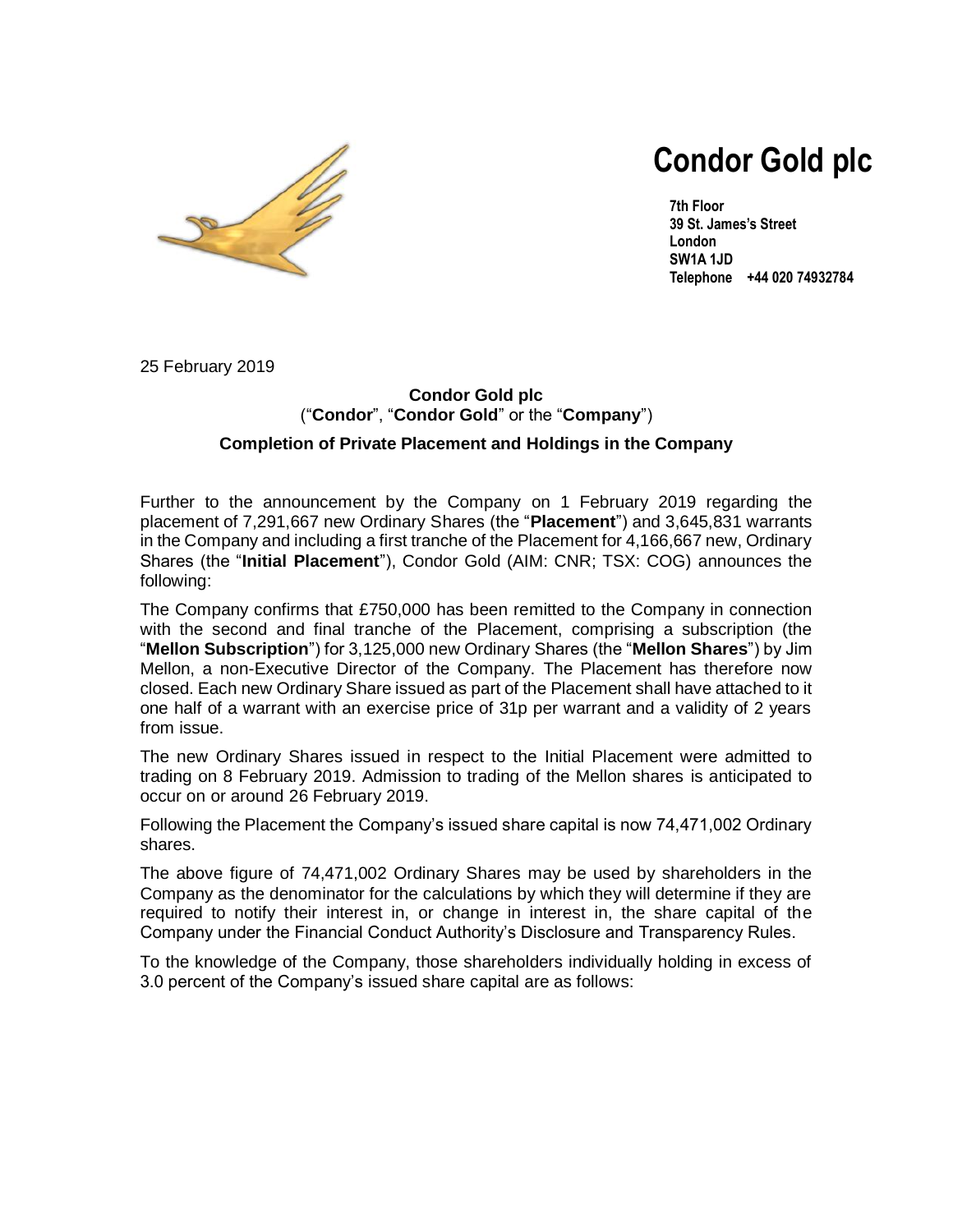# Condor Gold plc

**7th Floor**
**39 St. James's Street**
**London**
**SW1A 1JD**
**Telephone +44 020 74932784**

25 February 2019

**Condor Gold plc**
("**Condor**", "**Condor Gold**" or the "**Company**")

**Completion of Private Placement and Holdings in the Company**

Further to the announcement by the Company on 1 February 2019 regarding the placement of 7,291,667 new Ordinary Shares (the "**Placement**") and 3,645,831 warrants in the Company and including a first tranche of the Placement for 4,166,667 new, Ordinary Shares (the "**Initial Placement**"), Condor Gold (AIM: CNR; TSX: COG) announces the following:

The Company confirms that £750,000 has been remitted to the Company in connection with the second and final tranche of the Placement, comprising a subscription (the "**Mellon Subscription**") for 3,125,000 new Ordinary Shares (the "**Mellon Shares**") by Jim Mellon, a non-Executive Director of the Company. The Placement has therefore now closed. Each new Ordinary Share issued as part of the Placement shall have attached to it one half of a warrant with an exercise price of 31p per warrant and a validity of 2 years from issue.

The new Ordinary Shares issued in respect to the Initial Placement were admitted to trading on 8 February 2019. Admission to trading of the Mellon shares is anticipated to occur on or around 26 February 2019.

Following the Placement the Company's issued share capital is now 74,471,002 Ordinary shares.

The above figure of 74,471,002 Ordinary Shares may be used by shareholders in the Company as the denominator for the calculations by which they will determine if they are required to notify their interest in, or change in interest in, the share capital of the Company under the Financial Conduct Authority's Disclosure and Transparency Rules.

To the knowledge of the Company, those shareholders individually holding in excess of 3.0 percent of the Company's issued share capital are as follows: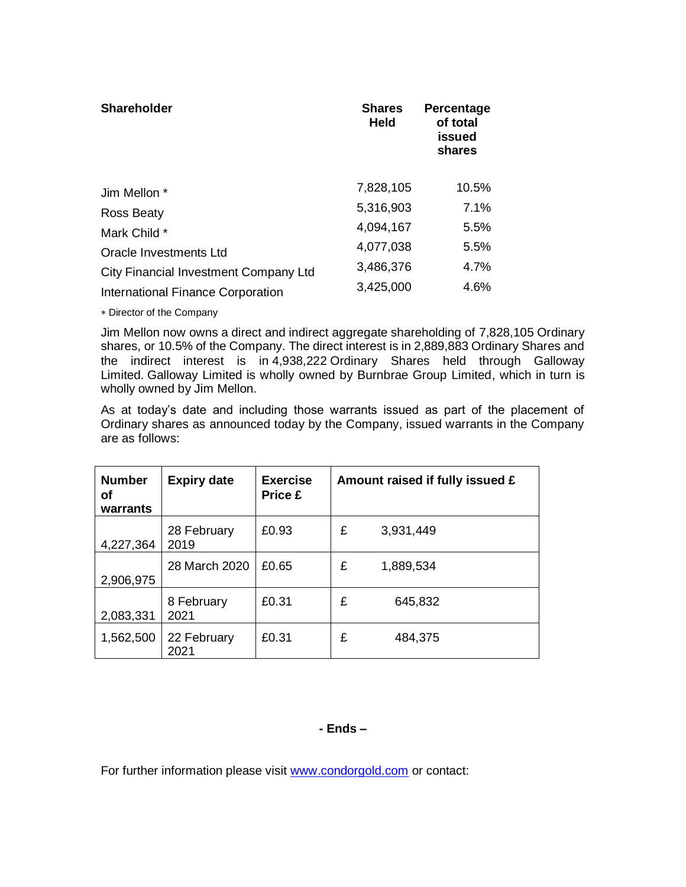| Shareholder | Shares Held | Percentage of total issued shares |
| --- | --- | --- |
| Jim Mellon * | 7,828,105 | 10.5% |
| Ross Beaty | 5,316,903 | 7.1% |
| Mark Child * | 4,094,167 | 5.5% |
| Oracle Investments Ltd | 4,077,038 | 5.5% |
| City Financial Investment Company Ltd | 3,486,376 | 4.7% |
| International Finance Corporation | 3,425,000 | 4.6% |

* Director of the Company

Jim Mellon now owns a direct and indirect aggregate shareholding of 7,828,105 Ordinary shares, or 10.5% of the Company. The direct interest is in 2,889,883 Ordinary Shares and the indirect interest is in 4,938,222 Ordinary Shares held through Galloway Limited. Galloway Limited is wholly owned by Burnbrae Group Limited, which in turn is wholly owned by Jim Mellon.

As at today's date and including those warrants issued as part of the placement of Ordinary shares as announced today by the Company, issued warrants in the Company are as follows:

| Number of warrants | Expiry date | Exercise Price £ | Amount raised if fully issued £ |
| --- | --- | --- | --- |
| 4,227,364 | 28 February 2019 | £0.93 | £ 3,931,449 |
| 2,906,975 | 28 March 2020 | £0.65 | £ 1,889,534 |
| 2,083,331 | 8 February 2021 | £0.31 | £ 645,832 |
| 1,562,500 | 22 February 2021 | £0.31 | £ 484,375 |

**- Ends –**

For further information please visit [www.condorgold.com](http://www.condorgold.com) or contact: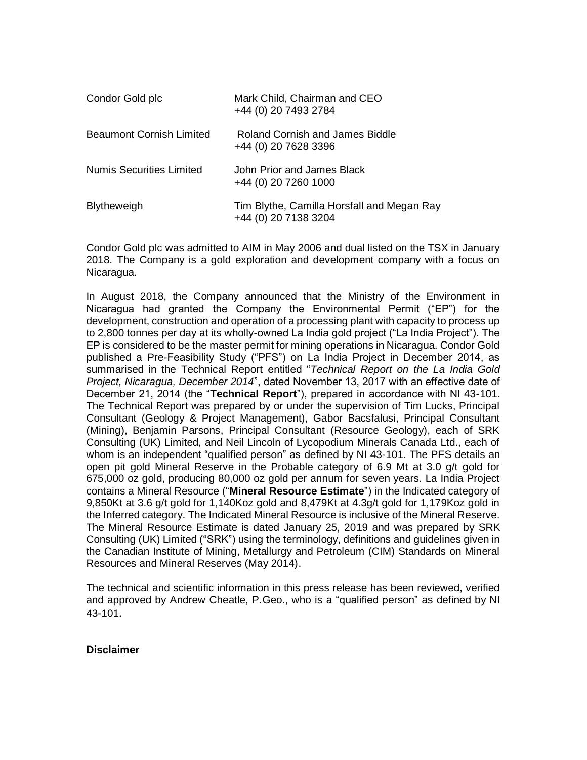| Condor Gold plc | Mark Child, Chairman and CEO<br>+44 (0) 20 7493 2784 |
|---|---|
| Beaumont Cornish Limited | Roland Cornish and James Biddle<br>+44 (0) 20 7628 3396 |
| Numis Securities Limited | John Prior and James Black<br>+44 (0) 20 7260 1000 |
| Blytheweigh | Tim Blythe, Camilla Horsfall and Megan Ray<br>+44 (0) 20 7138 3204 |

Condor Gold plc was admitted to AIM in May 2006 and dual listed on the TSX in January 2018. The Company is a gold exploration and development company with a focus on Nicaragua.

In August 2018, the Company announced that the Ministry of the Environment in Nicaragua had granted the Company the Environmental Permit ("EP") for the development, construction and operation of a processing plant with capacity to process up to 2,800 tonnes per day at its wholly-owned La India gold project ("La India Project"). The EP is considered to be the master permit for mining operations in Nicaragua. Condor Gold published a Pre-Feasibility Study ("PFS") on La India Project in December 2014, as summarised in the Technical Report entitled "*Technical Report on the La India Gold Project, Nicaragua, December 2014*", dated November 13, 2017 with an effective date of December 21, 2014 (the "**Technical Report**"), prepared in accordance with NI 43-101. The Technical Report was prepared by or under the supervision of Tim Lucks, Principal Consultant (Geology & Project Management), Gabor Bacsfalusi, Principal Consultant (Mining), Benjamin Parsons, Principal Consultant (Resource Geology), each of SRK Consulting (UK) Limited, and Neil Lincoln of Lycopodium Minerals Canada Ltd., each of whom is an independent "qualified person" as defined by NI 43-101. The PFS details an open pit gold Mineral Reserve in the Probable category of 6.9 Mt at 3.0 g/t gold for 675,000 oz gold, producing 80,000 oz gold per annum for seven years. La India Project contains a Mineral Resource ("**Mineral Resource Estimate**") in the Indicated category of 9,850Kt at 3.6 g/t gold for 1,140Koz gold and 8,479Kt at 4.3g/t gold for 1,179Koz gold in the Inferred category. The Indicated Mineral Resource is inclusive of the Mineral Reserve. The Mineral Resource Estimate is dated January 25, 2019 and was prepared by SRK Consulting (UK) Limited ("SRK") using the terminology, definitions and guidelines given in the Canadian Institute of Mining, Metallurgy and Petroleum (CIM) Standards on Mineral Resources and Mineral Reserves (May 2014).

The technical and scientific information in this press release has been reviewed, verified and approved by Andrew Cheatle, P.Geo., who is a "qualified person" as defined by NI 43-101.

**Disclaimer**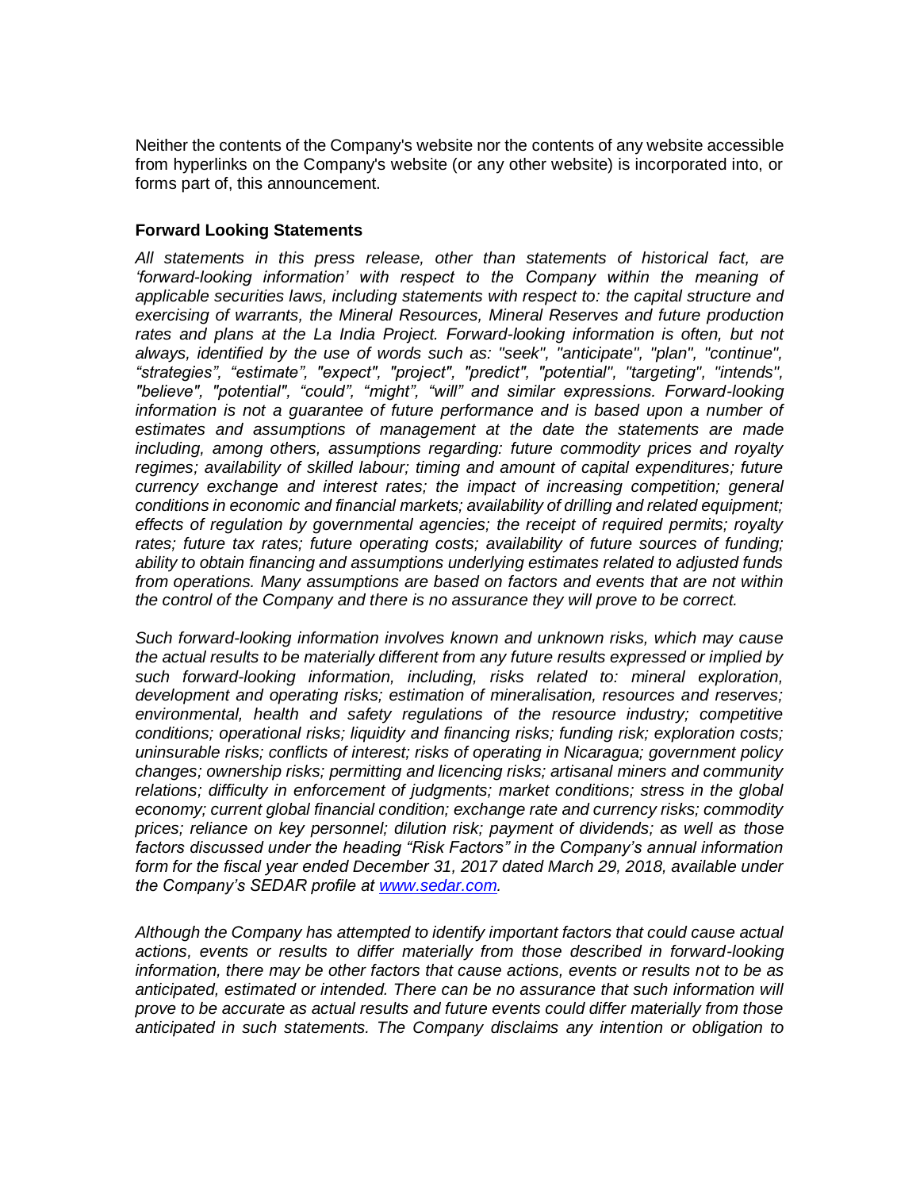Neither the contents of the Company's website nor the contents of any website accessible from hyperlinks on the Company's website (or any other website) is incorporated into, or forms part of, this announcement.

**Forward Looking Statements**

*All statements in this press release, other than statements of historical fact, are 'forward-looking information' with respect to the Company within the meaning of applicable securities laws, including statements with respect to: the capital structure and exercising of warrants, the Mineral Resources, Mineral Reserves and future production rates and plans at the La India Project. Forward-looking information is often, but not always, identified by the use of words such as: "seek", "anticipate", "plan", "continue", "strategies", "estimate", "expect", "project", "predict", "potential", "targeting", "intends", "believe", "potential", "could", "might", "will" and similar expressions. Forward-looking information is not a guarantee of future performance and is based upon a number of estimates and assumptions of management at the date the statements are made including, among others, assumptions regarding: future commodity prices and royalty regimes; availability of skilled labour; timing and amount of capital expenditures; future currency exchange and interest rates; the impact of increasing competition; general conditions in economic and financial markets; availability of drilling and related equipment; effects of regulation by governmental agencies; the receipt of required permits; royalty rates; future tax rates; future operating costs; availability of future sources of funding; ability to obtain financing and assumptions underlying estimates related to adjusted funds from operations. Many assumptions are based on factors and events that are not within the control of the Company and there is no assurance they will prove to be correct.*

*Such forward-looking information involves known and unknown risks, which may cause the actual results to be materially different from any future results expressed or implied by such forward-looking information, including, risks related to: mineral exploration, development and operating risks; estimation of mineralisation, resources and reserves; environmental, health and safety regulations of the resource industry; competitive conditions; operational risks; liquidity and financing risks; funding risk; exploration costs; uninsurable risks; conflicts of interest; risks of operating in Nicaragua; government policy changes; ownership risks; permitting and licencing risks; artisanal miners and community relations; difficulty in enforcement of judgments; market conditions; stress in the global economy; current global financial condition; exchange rate and currency risks; commodity prices; reliance on key personnel; dilution risk; payment of dividends; as well as those factors discussed under the heading "Risk Factors" in the Company's annual information form for the fiscal year ended December 31, 2017 dated March 29, 2018, available under the Company's SEDAR profile at [www.sedar.com](www.sedar.com).*

*Although the Company has attempted to identify important factors that could cause actual actions, events or results to differ materially from those described in forward-looking information, there may be other factors that cause actions, events or results not to be as anticipated, estimated or intended. There can be no assurance that such information will prove to be accurate as actual results and future events could differ materially from those anticipated in such statements. The Company disclaims any intention or obligation to*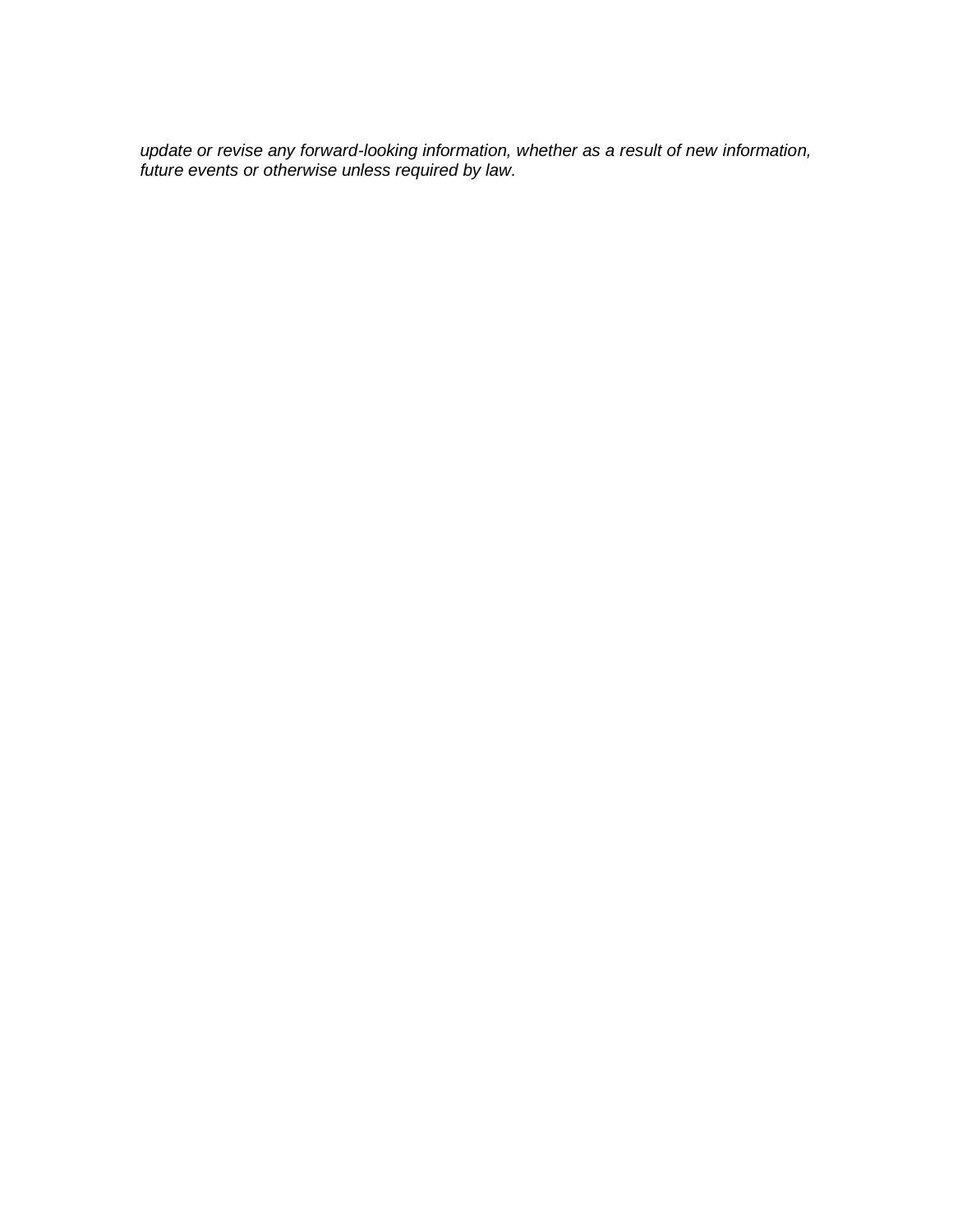*update or revise any forward-looking information, whether as a result of new information, future events or otherwise unless required by law.*